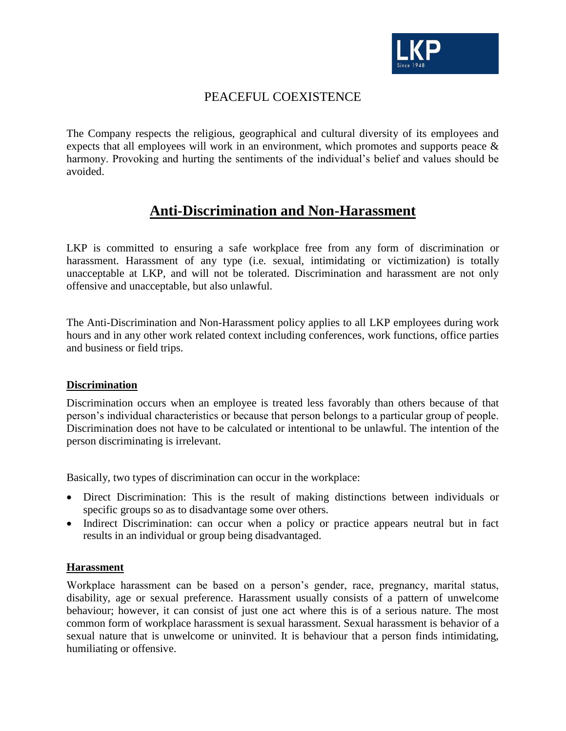# PEACEFUL COEXISTENCE

The Company respects the religious, geographical and cultural diversity of its employees and expects that all employees will work in an environment, which promotes and supports peace & harmony. Provoking and hurting the sentiments of the individual's belief and values should be avoided.

# Anti-Discrimination and Non-Harassment

LKP is committed to ensuring a safe workplace free from any form of discrimination or harassment. Harassment of any type (i.e. sexual, intimidating or victimization) is totally unacceptable at LKP, and will not be tolerated. Discrimination and harassment are not only offensive and unacceptable, but also unlawful.

The Anti-Discrimination and Non-Harassment policy applies to all LKP employees during work hours and in any other work related context including conferences, work functions, office parties and business or field trips.

## Discrimination

Discrimination occurs when an employee is treated less favorably than others because of that person's individual characteristics or because that person belongs to a particular group of people. Discrimination does not have to be calculated or intentional to be unlawful. The intention of the person discriminating is irrelevant.

Basically, two types of discrimination can occur in the workplace:

- Direct Discrimination: This is the result of making distinctions between individuals or specific groups so as to disadvantage some over others.
- Indirect Discrimination: can occur when a policy or practice appears neutral but in fact results in an individual or group being disadvantaged.

## Harassment

Workplace harassment can be based on a person's gender, race, pregnancy, marital status, disability, age or sexual preference. Harassment usually consists of a pattern of unwelcome behaviour; however, it can consist of just one act where this is of a serious nature. The most common form of workplace harassment is sexual harassment. Sexual harassment is behavior of a sexual nature that is unwelcome or uninvited. It is behaviour that a person finds intimidating, humiliating or offensive.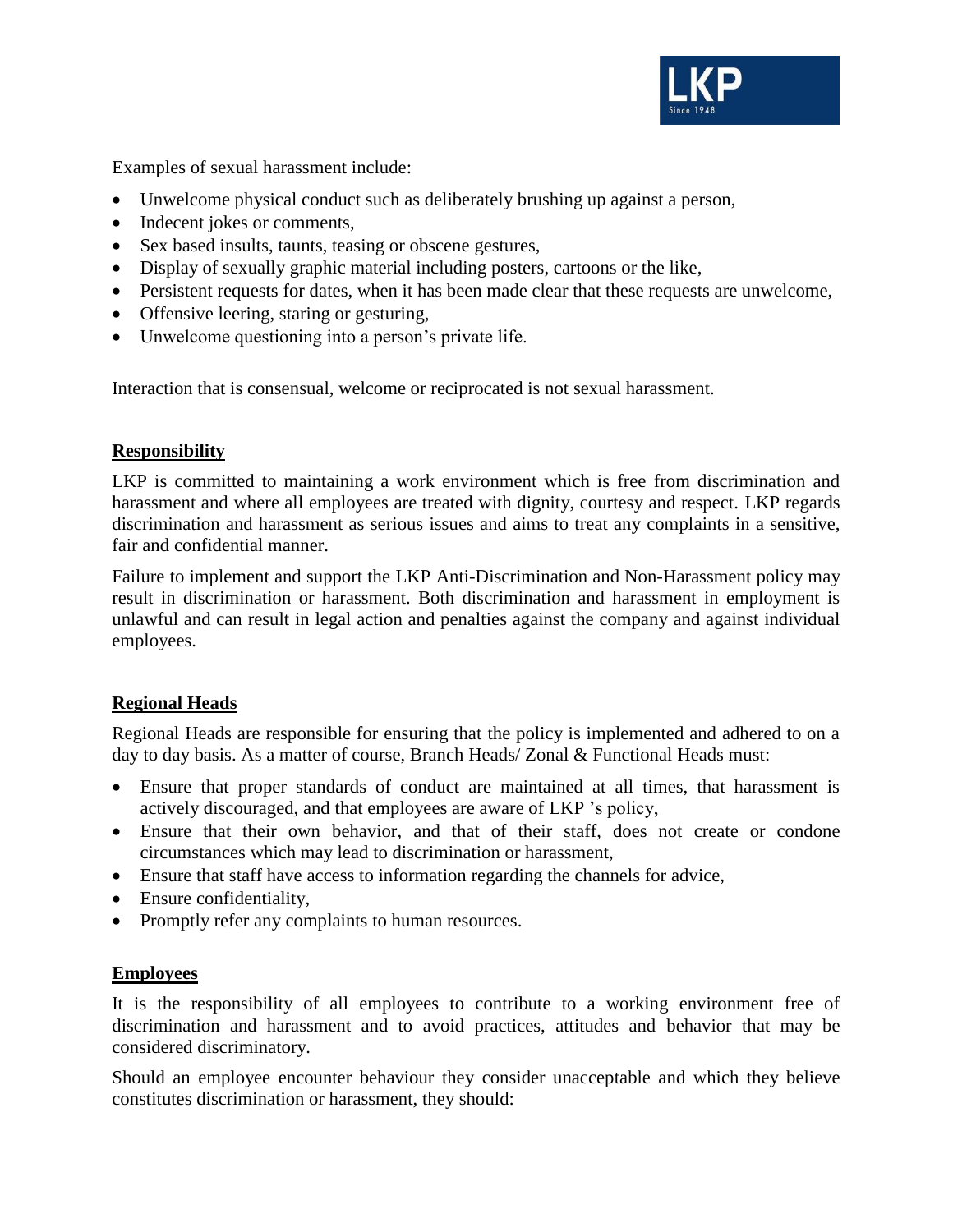Examples of sexual harassment include:

- Unwelcome physical conduct such as deliberately brushing up against a person,
- Indecent jokes or comments,
- Sex based insults, taunts, teasing or obscene gestures,
- Display of sexually graphic material including posters, cartoons or the like,
- Persistent requests for dates, when it has been made clear that these requests are unwelcome,
- Offensive leering, staring or gesturing,
- Unwelcome questioning into a person's private life.

Interaction that is consensual, welcome or reciprocated is not sexual harassment.

## Responsibility

LKP is committed to maintaining a work environment which is free from discrimination and harassment and where all employees are treated with dignity, courtesy and respect. LKP regards discrimination and harassment as serious issues and aims to treat any complaints in a sensitive, fair and confidential manner.

Failure to implement and support the LKP Anti-Discrimination and Non-Harassment policy may result in discrimination or harassment. Both discrimination and harassment in employment is unlawful and can result in legal action and penalties against the company and against individual employees.

## Regional Heads

Regional Heads are responsible for ensuring that the policy is implemented and adhered to on a day to day basis. As a matter of course, Branch Heads/ Zonal & Functional Heads must:

- Ensure that proper standards of conduct are maintained at all times, that harassment is actively discouraged, and that employees are aware of LKP 's policy,
- Ensure that their own behavior, and that of their staff, does not create or condone circumstances which may lead to discrimination or harassment,
- Ensure that staff have access to information regarding the channels for advice,
- Ensure confidentiality,
- Promptly refer any complaints to human resources.

## Employees

It is the responsibility of all employees to contribute to a working environment free of discrimination and harassment and to avoid practices, attitudes and behavior that may be considered discriminatory.

Should an employee encounter behaviour they consider unacceptable and which they believe constitutes discrimination or harassment, they should: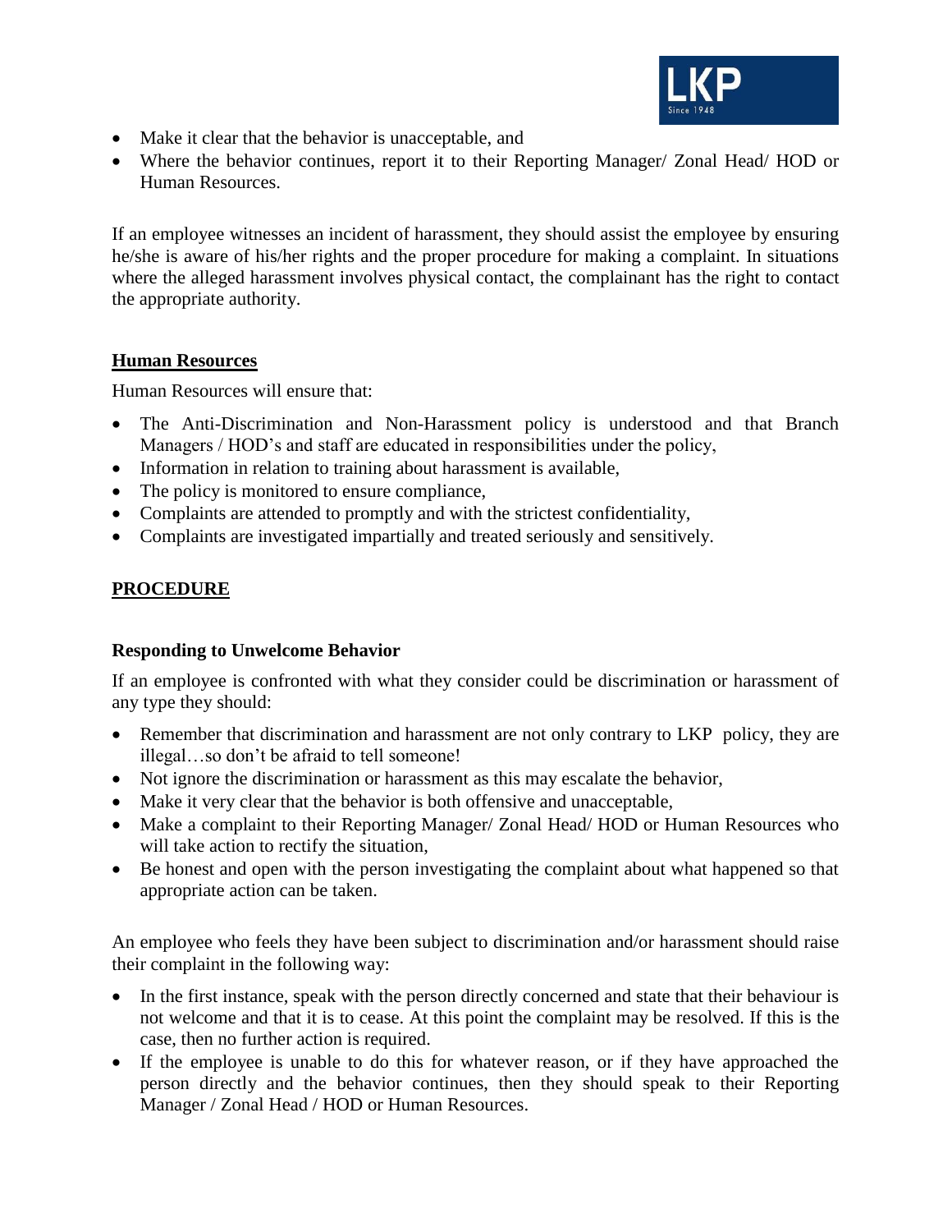- Make it clear that the behavior is unacceptable, and
- Where the behavior continues, report it to their Reporting Manager/ Zonal Head/ HOD or Human Resources.

If an employee witnesses an incident of harassment, they should assist the employee by ensuring he/she is aware of his/her rights and the proper procedure for making a complaint. In situations where the alleged harassment involves physical contact, the complainant has the right to contact the appropriate authority.

**Human Resources**

Human Resources will ensure that:

- The Anti-Discrimination and Non-Harassment policy is understood and that Branch Managers / HOD's and staff are educated in responsibilities under the policy,
- Information in relation to training about harassment is available,
- The policy is monitored to ensure compliance,
- Complaints are attended to promptly and with the strictest confidentiality,
- Complaints are investigated impartially and treated seriously and sensitively.

## PROCEDURE

### Responding to Unwelcome Behavior

If an employee is confronted with what they consider could be discrimination or harassment of any type they should:

- Remember that discrimination and harassment are not only contrary to LKP policy, they are illegal…so don't be afraid to tell someone!
- Not ignore the discrimination or harassment as this may escalate the behavior,
- Make it very clear that the behavior is both offensive and unacceptable,
- Make a complaint to their Reporting Manager/ Zonal Head/ HOD or Human Resources who will take action to rectify the situation,
- Be honest and open with the person investigating the complaint about what happened so that appropriate action can be taken.

An employee who feels they have been subject to discrimination and/or harassment should raise their complaint in the following way:

- In the first instance, speak with the person directly concerned and state that their behaviour is not welcome and that it is to cease. At this point the complaint may be resolved. If this is the case, then no further action is required.
- If the employee is unable to do this for whatever reason, or if they have approached the person directly and the behavior continues, then they should speak to their Reporting Manager / Zonal Head / HOD or Human Resources.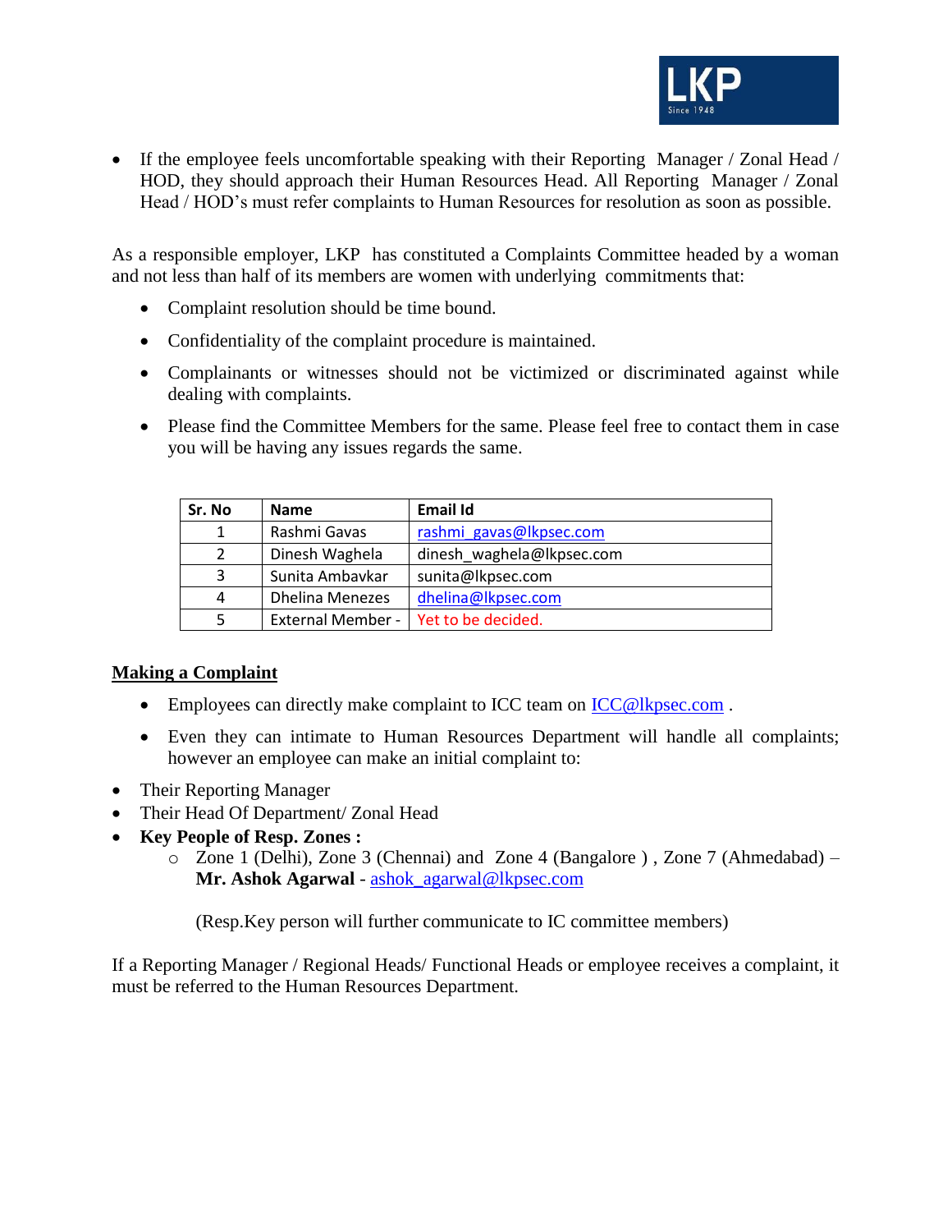- If the employee feels uncomfortable speaking with their Reporting Manager / Zonal Head / HOD, they should approach their Human Resources Head. All Reporting Manager / Zonal Head / HOD's must refer complaints to Human Resources for resolution as soon as possible.

As a responsible employer, LKP has constituted a Complaints Committee headed by a woman and not less than half of its members are women with underlying commitments that:

- Complaint resolution should be time bound.
- Confidentiality of the complaint procedure is maintained.
- Complainants or witnesses should not be victimized or discriminated against while dealing with complaints.
- Please find the Committee Members for the same. Please feel free to contact them in case you will be having any issues regards the same.

| Sr. No | Name | Email Id |
|---|---|---|
| 1 | Rashmi Gavas | rashmi_gavas@lkpsec.com |
| 2 | Dinesh Waghela | dinesh_waghela@lkpsec.com |
| 3 | Sunita Ambavkar | sunita@lkpsec.com |
| 4 | Dhelina Menezes | dhelina@lkpsec.com |
| 5 | External Member - | Yet to be decided. |

## Making a Complaint

- Employees can directly make complaint to ICC team on ICC@lkpsec.com .
- Even they can intimate to Human Resources Department will handle all complaints; however an employee can make an initial complaint to:

- Their Reporting Manager
- Their Head Of Department/ Zonal Head
- **Key People of Resp. Zones :**
    - Zone 1 (Delhi), Zone 3 (Chennai) and Zone 4 (Bangalore ) , Zone 7 (Ahmedabad) – **Mr. Ashok Agarwal** - ashok_agarwal@lkpsec.com

      (Resp.Key person will further communicate to IC committee members)

If a Reporting Manager / Regional Heads/ Functional Heads or employee receives a complaint, it must be referred to the Human Resources Department.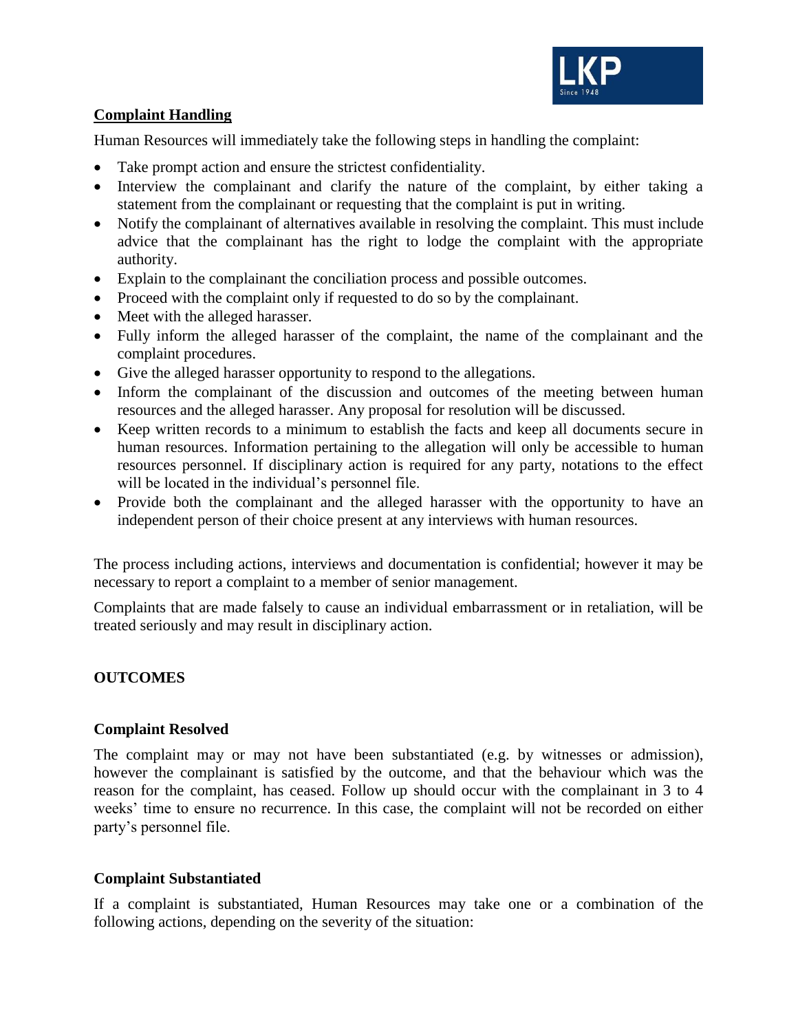## Complaint Handling

Human Resources will immediately take the following steps in handling the complaint:

- Take prompt action and ensure the strictest confidentiality.
- Interview the complainant and clarify the nature of the complaint, by either taking a statement from the complainant or requesting that the complaint is put in writing.
- Notify the complainant of alternatives available in resolving the complaint. This must include advice that the complainant has the right to lodge the complaint with the appropriate authority.
- Explain to the complainant the conciliation process and possible outcomes.
- Proceed with the complaint only if requested to do so by the complainant.
- Meet with the alleged harasser.
- Fully inform the alleged harasser of the complaint, the name of the complainant and the complaint procedures.
- Give the alleged harasser opportunity to respond to the allegations.
- Inform the complainant of the discussion and outcomes of the meeting between human resources and the alleged harasser. Any proposal for resolution will be discussed.
- Keep written records to a minimum to establish the facts and keep all documents secure in human resources. Information pertaining to the allegation will only be accessible to human resources personnel. If disciplinary action is required for any party, notations to the effect will be located in the individual's personnel file.
- Provide both the complainant and the alleged harasser with the opportunity to have an independent person of their choice present at any interviews with human resources.

The process including actions, interviews and documentation is confidential; however it may be necessary to report a complaint to a member of senior management.

Complaints that are made falsely to cause an individual embarrassment or in retaliation, will be treated seriously and may result in disciplinary action.

## OUTCOMES

### Complaint Resolved

The complaint may or may not have been substantiated (e.g. by witnesses or admission), however the complainant is satisfied by the outcome, and that the behaviour which was the reason for the complaint, has ceased. Follow up should occur with the complainant in 3 to 4 weeks' time to ensure no recurrence. In this case, the complaint will not be recorded on either party's personnel file.

### Complaint Substantiated

If a complaint is substantiated, Human Resources may take one or a combination of the following actions, depending on the severity of the situation: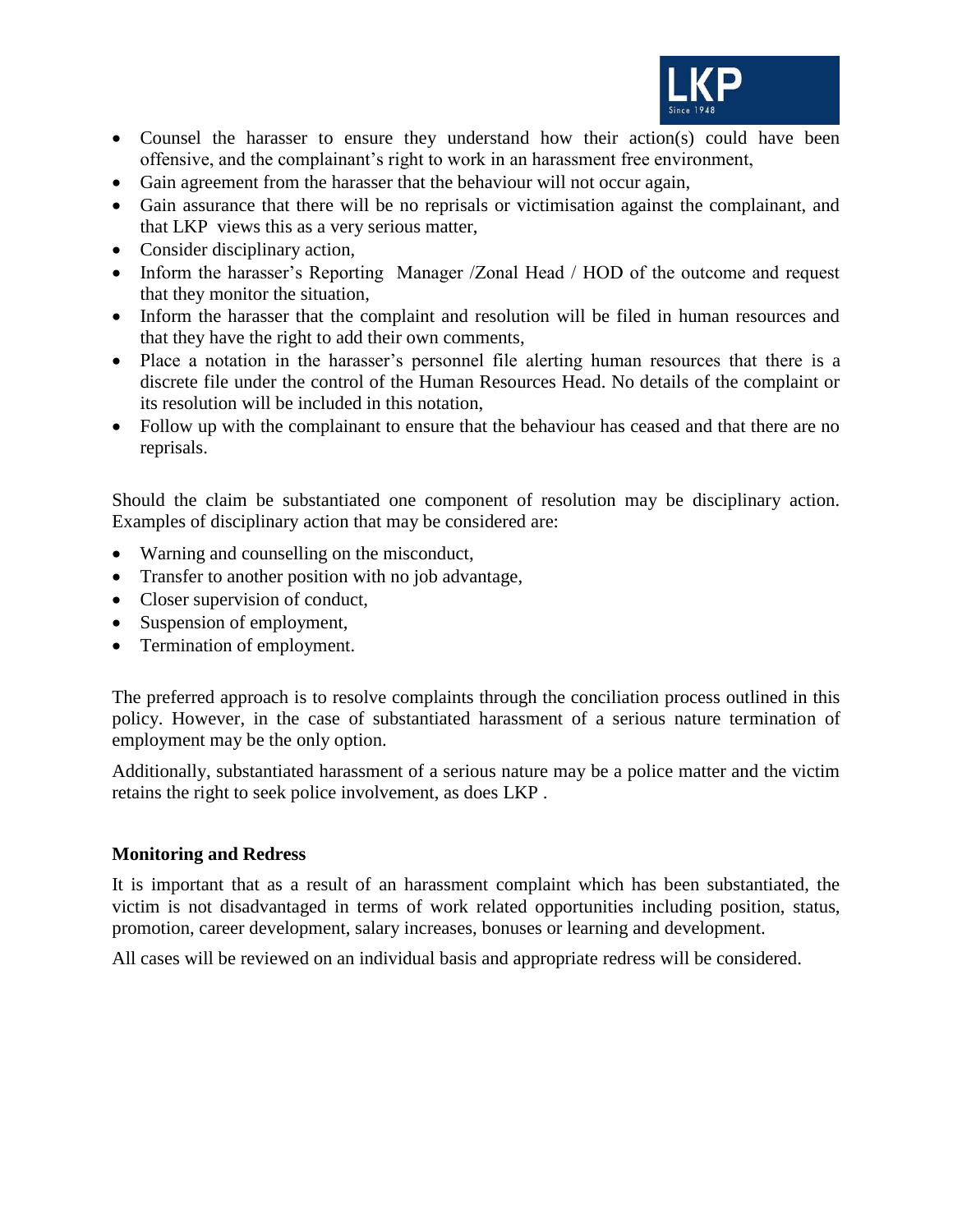- Counsel the harasser to ensure they understand how their action(s) could have been offensive, and the complainant's right to work in an harassment free environment,
- Gain agreement from the harasser that the behaviour will not occur again,
- Gain assurance that there will be no reprisals or victimisation against the complainant, and that LKP views this as a very serious matter,
- Consider disciplinary action,
- Inform the harasser's Reporting Manager /Zonal Head / HOD of the outcome and request that they monitor the situation,
- Inform the harasser that the complaint and resolution will be filed in human resources and that they have the right to add their own comments,
- Place a notation in the harasser's personnel file alerting human resources that there is a discrete file under the control of the Human Resources Head. No details of the complaint or its resolution will be included in this notation,
- Follow up with the complainant to ensure that the behaviour has ceased and that there are no reprisals.

Should the claim be substantiated one component of resolution may be disciplinary action. Examples of disciplinary action that may be considered are:

- Warning and counselling on the misconduct,
- Transfer to another position with no job advantage,
- Closer supervision of conduct,
- Suspension of employment,
- Termination of employment.

The preferred approach is to resolve complaints through the conciliation process outlined in this policy. However, in the case of substantiated harassment of a serious nature termination of employment may be the only option.

Additionally, substantiated harassment of a serious nature may be a police matter and the victim retains the right to seek police involvement, as does LKP .

**Monitoring and Redress**

It is important that as a result of an harassment complaint which has been substantiated, the victim is not disadvantaged in terms of work related opportunities including position, status, promotion, career development, salary increases, bonuses or learning and development.

All cases will be reviewed on an individual basis and appropriate redress will be considered.